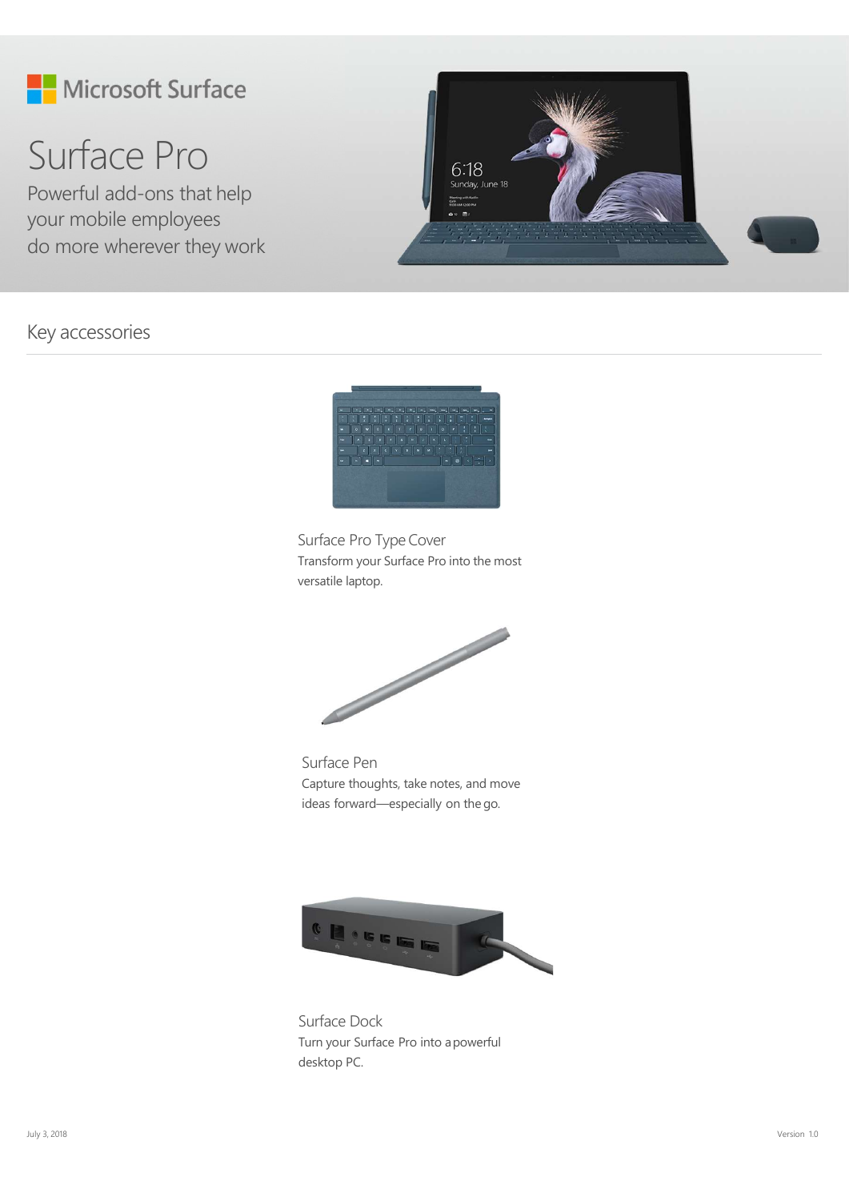Microsoft Surface

# Surface Pro

Powerful add-ons that help your mobile employees do more wherever they work

## Key accessories

### Surface Pro Type Cover

Transform your Surface Pro into the most versatile laptop.

### Surface Pen

Capture thoughts, take notes, and move ideas forward—especially on the go.

### Surface Dock

Turn your Surface Pro into a powerful desktop PC.

July 3, 2018

Version 1.0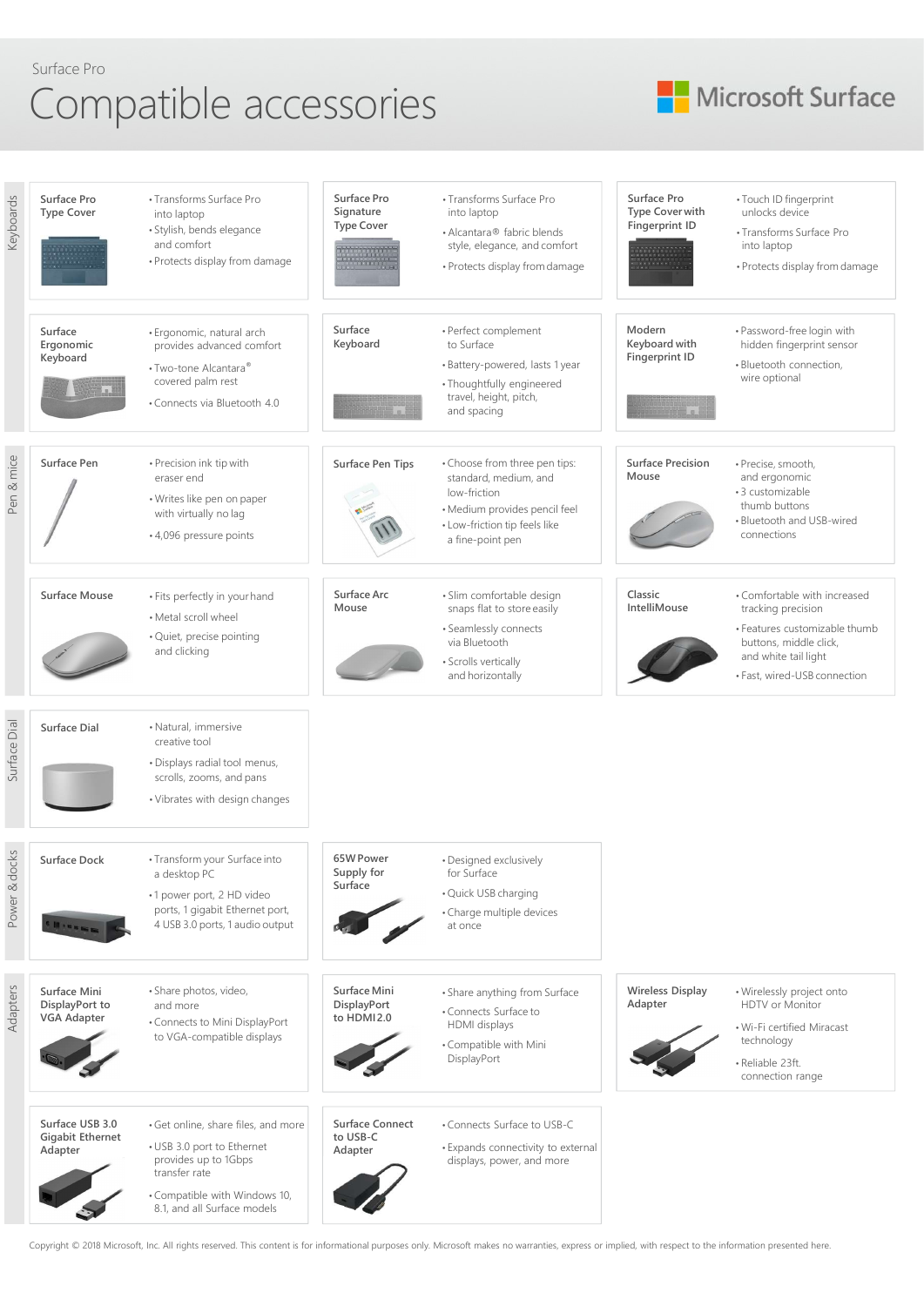Surface Pro

# Compatible accessories

Microsoft Surface

## Keyboards

### Surface Pro Type Cover

- Transforms Surface Pro into laptop
- Stylish, bends elegance and comfort
- Protects display from damage

### Surface Pro Signature Type Cover

- Transforms Surface Pro into laptop
- Alcantara® fabric blends style, elegance, and comfort
- Protects display from damage

### Surface Pro Type Cover with Fingerprint ID

- Touch ID fingerprint unlocks device
- Transforms Surface Pro into laptop
- Protects display from damage

### Surface Ergonomic Keyboard

- Ergonomic, natural arch provides advanced comfort
- Two-tone Alcantara® covered palm rest
- Connects via Bluetooth 4.0

### Surface Keyboard

- Perfect complement to Surface
- Battery-powered, lasts 1 year
- Thoughtfully engineered travel, height, pitch, and spacing

### Modern Keyboard with Fingerprint ID

- Password-free login with hidden fingerprint sensor
- Bluetooth connection, wire optional

## Pen & mice

### Surface Pen

- Precision ink tip with eraser end
- Writes like pen on paper with virtually no lag
- 4,096 pressure points

### Surface Pen Tips

- Choose from three pen tips: standard, medium, and low-friction
- Medium provides pencil feel
- Low-friction tip feels like a fine-point pen

### Surface Precision Mouse

- Precise, smooth, and ergonomic
- 3 customizable thumb buttons
- Bluetooth and USB-wired connections

### Surface Mouse

- Fits perfectly in your hand
- Metal scroll wheel
- Quiet, precise pointing and clicking

### Surface Arc Mouse

- Slim comfortable design snaps flat to store easily
- Seamlessly connects via Bluetooth
- Scrolls vertically and horizontally

### Classic IntelliMouse

- Comfortable with increased tracking precision
- Features customizable thumb buttons, middle click, and white tail light
- Fast, wired-USB connection

## Surface Dial

### Surface Dial

- Natural, immersive creative tool
- Displays radial tool menus, scrolls, zooms, and pans
- Vibrates with design changes

## Power & docks

### Surface Dock

- Transform your Surface into a desktop PC
- 1 power port, 2 HD video ports, 1 gigabit Ethernet port, 4 USB 3.0 ports, 1 audio output

### 65W Power Supply for Surface

- Designed exclusively for Surface
- Quick USB charging
- Charge multiple devices at once

## Adapters

### Surface Mini DisplayPort to VGA Adapter

- Share photos, video, and more
- Connects to Mini DisplayPort to VGA-compatible displays

### Surface Mini DisplayPort to HDMI 2.0

- Share anything from Surface
- Connects Surface to HDMI displays
- Compatible with Mini DisplayPort

### Wireless Display Adapter

- Wirelessly project onto HDTV or Monitor
- Wi-Fi certified Miracast technology
- Reliable 23ft. connection range

### Surface USB 3.0 Gigabit Ethernet Adapter

- Get online, share files, and more
- USB 3.0 port to Ethernet provides up to 1Gbps transfer rate
- Compatible with Windows 10, 8.1, and all Surface models

### Surface Connect to USB-C Adapter

- Connects Surface to USB-C
- Expands connectivity to external displays, power, and more

Copyright © 2018 Microsoft, Inc. All rights reserved. This content is for informational purposes only. Microsoft makes no warranties, express or implied, with respect to the information presented here.